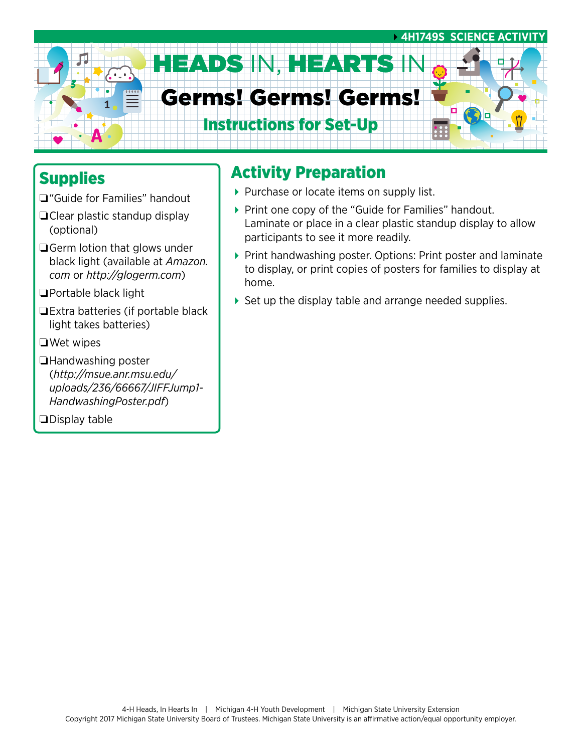4H1749S SCIENCE ACTIVITY

# HEADS IN, HEARTS IN

# Germs! Germs! Germs!

## Instructions for Set-Up

## Supplies

- ❏ "Guide for Families" handout
- ❏ Clear plastic standup display (optional)
- ❏ Germ lotion that glows under black light (available at *Amazon.com* or *http://glogerm.com*)
- ❏ Portable black light
- ❏ Extra batteries (if portable black light takes batteries)
- ❏ Wet wipes
- ❏ Handwashing poster (*http://msue.anr.msu.edu/uploads/236/66667/JIFFJump1-HandwashingPoster.pdf*)
- ❏ Display table

## Activity Preparation

- Purchase or locate items on supply list.
- Print one copy of the "Guide for Families" handout. Laminate or place in a clear plastic standup display to allow participants to see it more readily.
- Print handwashing poster. Options: Print poster and laminate to display, or print copies of posters for families to display at home.
- Set up the display table and arrange needed supplies.

4-H Heads, In Hearts In | Michigan 4-H Youth Development | Michigan State University Extension
Copyright 2017 Michigan State University Board of Trustees. Michigan State University is an affirmative action/equal opportunity employer.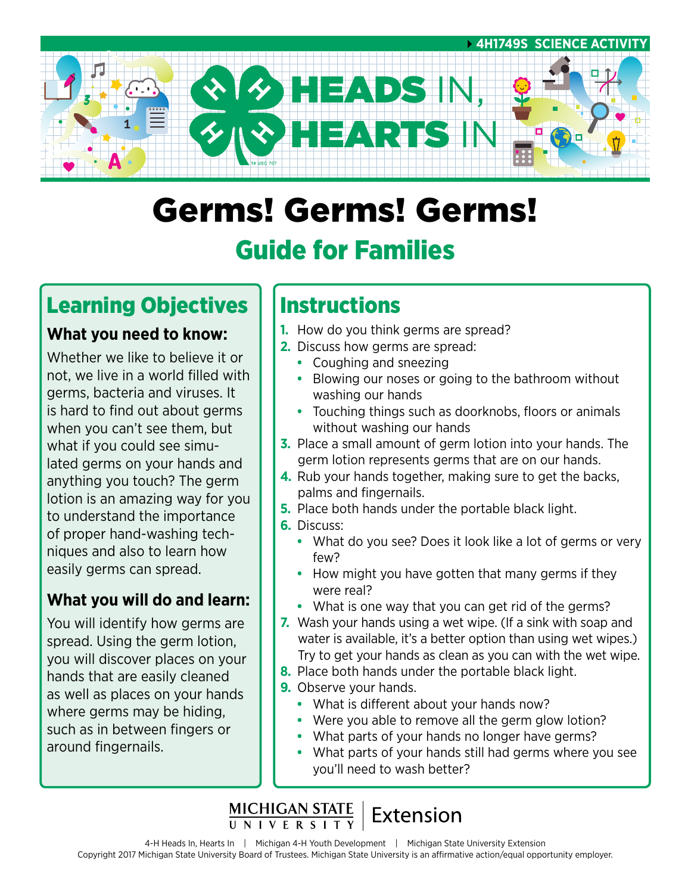4H1749S SCIENCE ACTIVITY

# HEADS IN, HEARTS IN

# Germs! Germs! Germs!

## Guide for Families

## Learning Objectives

### What you need to know:

Whether we like to believe it or not, we live in a world filled with germs, bacteria and viruses. It is hard to find out about germs when you can't see them, but what if you could see simulated germs on your hands and anything you touch? The germ lotion is an amazing way for you to understand the importance of proper hand-washing techniques and also to learn how easily germs can spread.

### What you will do and learn:

You will identify how germs are spread. Using the germ lotion, you will discover places on your hands that are easily cleaned as well as places on your hands where germs may be hiding, such as in between fingers or around fingernails.

## Instructions

1. How do you think germs are spread?
2. Discuss how germs are spread:
   - Coughing and sneezing
   - Blowing our noses or going to the bathroom without washing our hands
   - Touching things such as doorknobs, floors or animals without washing our hands
3. Place a small amount of germ lotion into your hands. The germ lotion represents germs that are on our hands.
4. Rub your hands together, making sure to get the backs, palms and fingernails.
5. Place both hands under the portable black light.
6. Discuss:
   - What do you see? Does it look like a lot of germs or very few?
   - How might you have gotten that many germs if they were real?
   - What is one way that you can get rid of the germs?
7. Wash your hands using a wet wipe. (If a sink with soap and water is available, it's a better option than using wet wipes.) Try to get your hands as clean as you can with the wet wipe.
8. Place both hands under the portable black light.
9. Observe your hands.
   - What is different about your hands now?
   - Were you able to remove all the germ glow lotion?
   - What parts of your hands no longer have germs?
   - What parts of your hands still had germs where you see you'll need to wash better?

MICHIGAN STATE UNIVERSITY | Extension

4-H Heads In, Hearts In | Michigan 4-H Youth Development | Michigan State University Extension
Copyright 2017 Michigan State University Board of Trustees. Michigan State University is an affirmative action/equal opportunity employer.